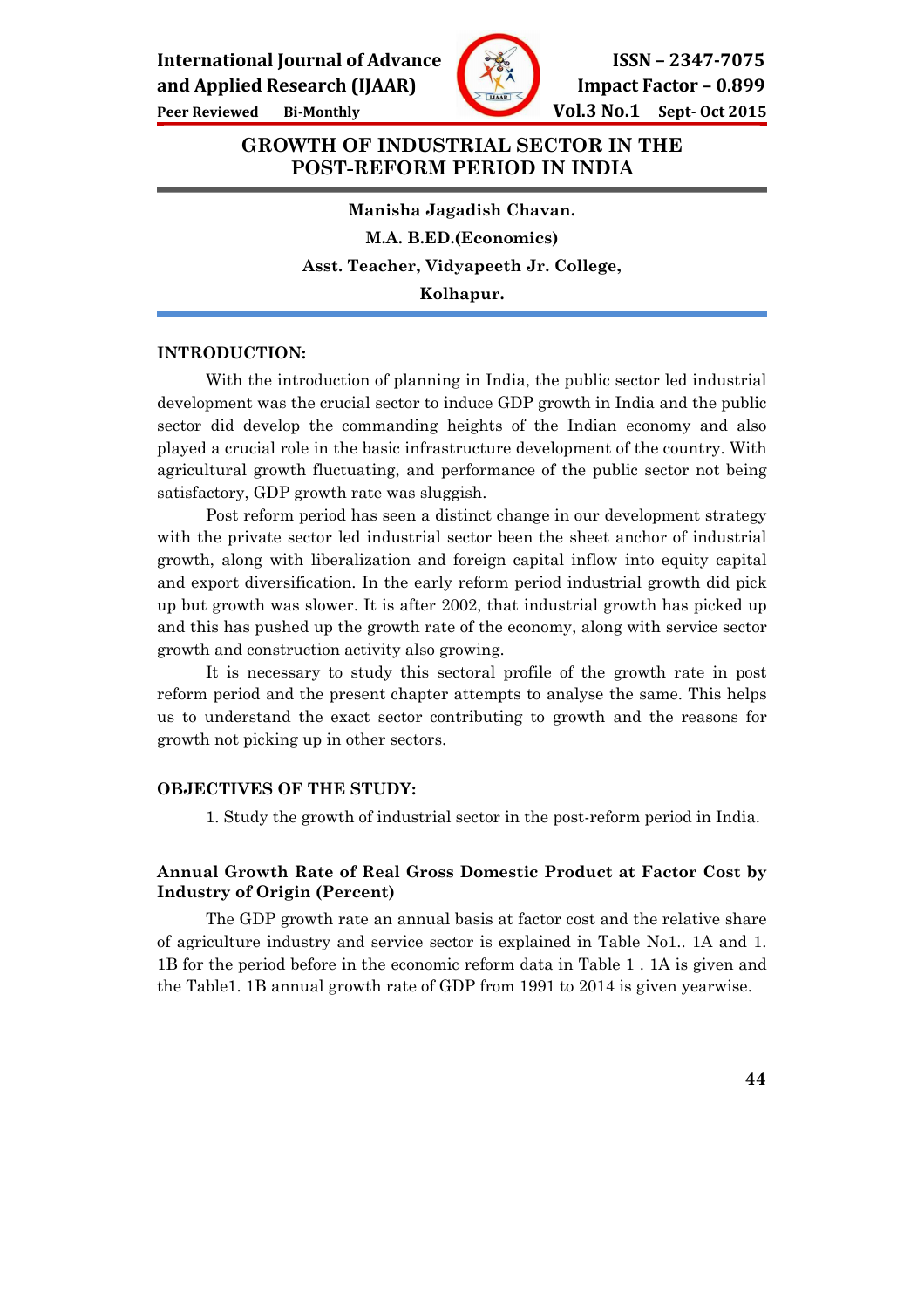# GROWTH OF INDUSTRIAL SECTOR IN THE POST-REFORM PERIOD IN INDIA

**Manisha Jagadish Chavan.**
**M.A. B.ED.(Economics)**
**Asst. Teacher, Vidyapeeth Jr. College,**
**Kolhapur.**

## INTRODUCTION:

With the introduction of planning in India, the public sector led industrial development was the crucial sector to induce GDP growth in India and the public sector did develop the commanding heights of the Indian economy and also played a crucial role in the basic infrastructure development of the country. With agricultural growth fluctuating, and performance of the public sector not being satisfactory, GDP growth rate was sluggish.

Post reform period has seen a distinct change in our development strategy with the private sector led industrial sector been the sheet anchor of industrial growth, along with liberalization and foreign capital inflow into equity capital and export diversification. In the early reform period industrial growth did pick up but growth was slower. It is after 2002, that industrial growth has picked up and this has pushed up the growth rate of the economy, along with service sector growth and construction activity also growing.

It is necessary to study this sectoral profile of the growth rate in post reform period and the present chapter attempts to analyse the same. This helps us to understand the exact sector contributing to growth and the reasons for growth not picking up in other sectors.

## OBJECTIVES OF THE STUDY:

1. Study the growth of industrial sector in the post-reform period in India.

### Annual Growth Rate of Real Gross Domestic Product at Factor Cost by Industry of Origin (Percent)

The GDP growth rate an annual basis at factor cost and the relative share of agriculture industry and service sector is explained in Table No1.. 1A and 1. 1B for the period before in the economic reform data in Table 1 . 1A is given and the Table1. 1B annual growth rate of GDP from 1991 to 2014 is given yearwise.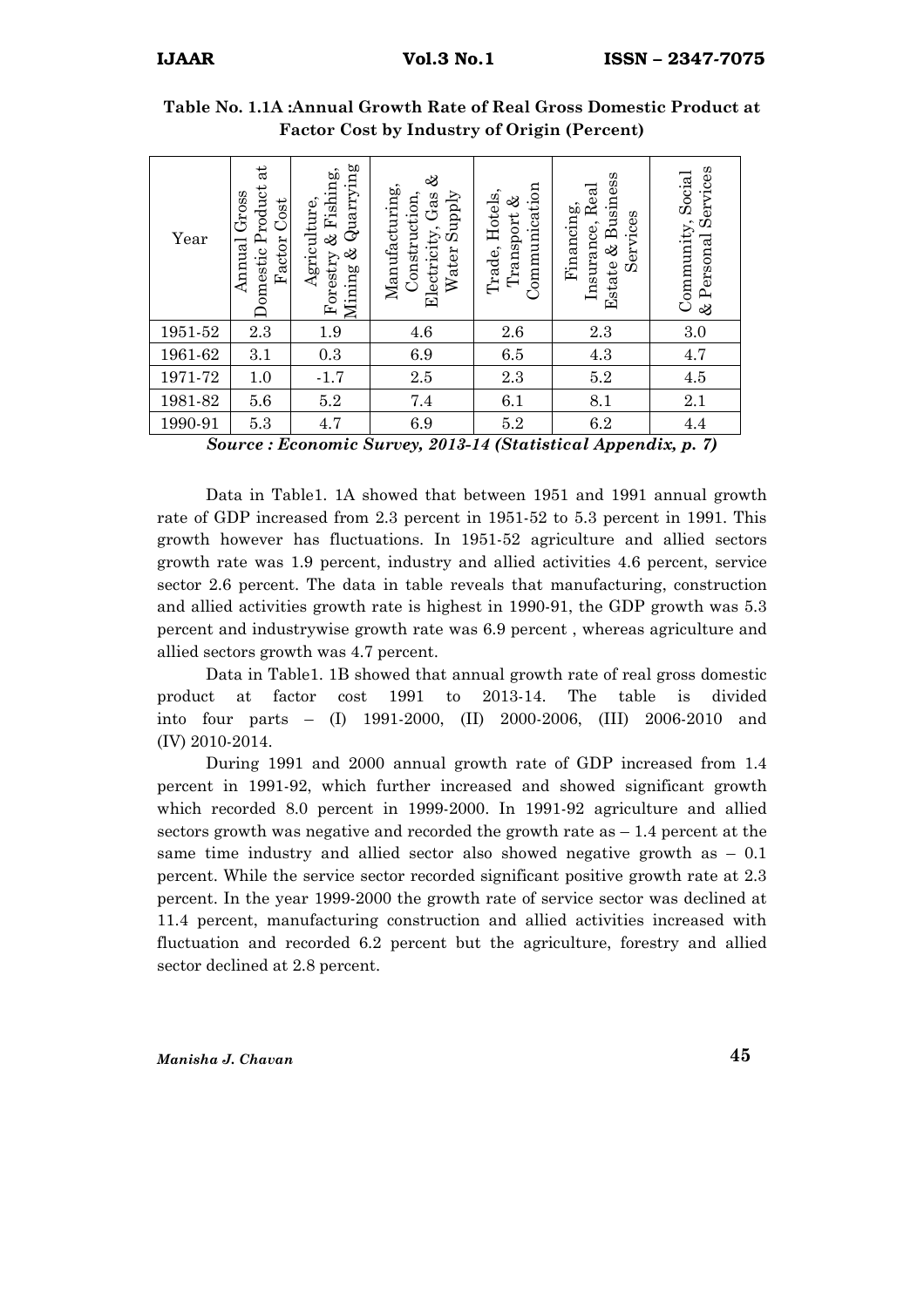**Table No. 1.1A :Annual Growth Rate of Real Gross Domestic Product at Factor Cost by Industry of Origin (Percent)**

| Year | Annual Gross Domestic Product at Factor Cost | Agriculture, Forestry & Fishing, Mining & Quarrying | Manufacturing, Construction, Electricity, Gas & Water Supply | Trade, Hotels, Transport & Communication | Financing, Insurance, Real Estate & Business Services | Community, Social & Personal Services |
|---|---|---|---|---|---|---|
| 1951-52 | 2.3 | 1.9 | 4.6 | 2.6 | 2.3 | 3.0 |
| 1961-62 | 3.1 | 0.3 | 6.9 | 6.5 | 4.3 | 4.7 |
| 1971-72 | 1.0 | -1.7 | 2.5 | 2.3 | 5.2 | 4.5 |
| 1981-82 | 5.6 | 5.2 | 7.4 | 6.1 | 8.1 | 2.1 |
| 1990-91 | 5.3 | 4.7 | 6.9 | 5.2 | 6.2 | 4.4 |

***Source : Economic Survey, 2013-14 (Statistical Appendix, p. 7)***

Data in Table1. 1A showed that between 1951 and 1991 annual growth rate of GDP increased from 2.3 percent in 1951-52 to 5.3 percent in 1991. This growth however has fluctuations. In 1951-52 agriculture and allied sectors growth rate was 1.9 percent, industry and allied activities 4.6 percent, service sector 2.6 percent. The data in table reveals that manufacturing, construction and allied activities growth rate is highest in 1990-91, the GDP growth was 5.3 percent and industrywise growth rate was 6.9 percent , whereas agriculture and allied sectors growth was 4.7 percent.

Data in Table1. 1B showed that annual growth rate of real gross domestic product at factor cost 1991 to 2013-14. The table is divided into four parts – (I) 1991-2000, (II) 2000-2006, (III) 2006-2010 and (IV) 2010-2014.

During 1991 and 2000 annual growth rate of GDP increased from 1.4 percent in 1991-92, which further increased and showed significant growth which recorded 8.0 percent in 1999-2000. In 1991-92 agriculture and allied sectors growth was negative and recorded the growth rate as – 1.4 percent at the same time industry and allied sector also showed negative growth as – 0.1 percent. While the service sector recorded significant positive growth rate at 2.3 percent. In the year 1999-2000 the growth rate of service sector was declined at 11.4 percent, manufacturing construction and allied activities increased with fluctuation and recorded 6.2 percent but the agriculture, forestry and allied sector declined at 2.8 percent.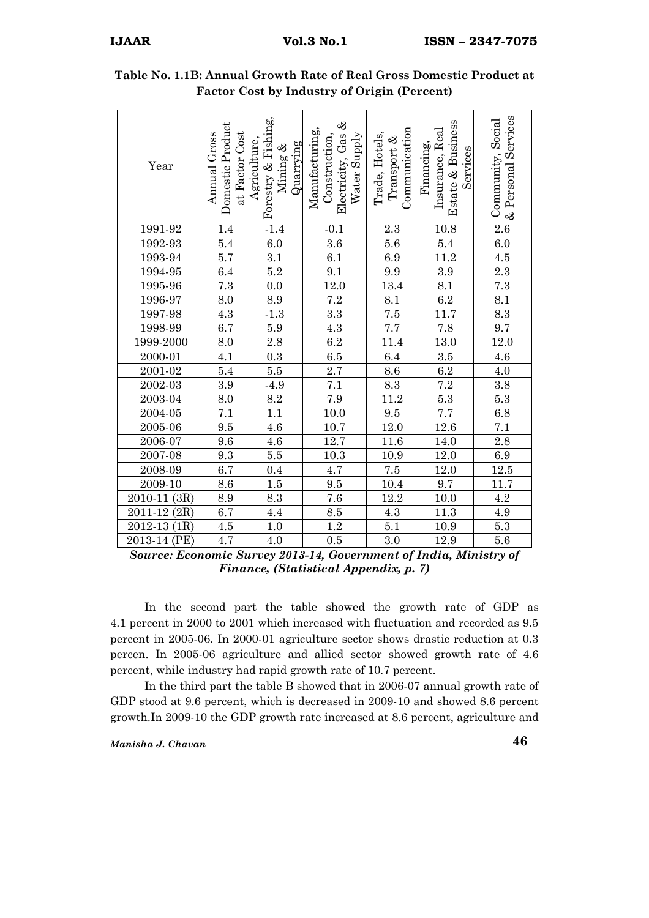**Table No. 1.1B: Annual Growth Rate of Real Gross Domestic Product at Factor Cost by Industry of Origin (Percent)**

| Year | Annual Gross Domestic Product at Factor Cost | Agriculture, Forestry & Fishing, Mining & Quarrying | Manufacturing, Construction, Electricity, Gas & Water Supply | Trade, Hotels, Transport & Communication | Financing, Insurance, Real Estate & Business Services | Community, Social & Personal Services |
|---|---|---|---|---|---|---|
| 1991-92 | 1.4 | -1.4 | -0.1 | 2.3 | 10.8 | 2.6 |
| 1992-93 | 5.4 | 6.0 | 3.6 | 5.6 | 5.4 | 6.0 |
| 1993-94 | 5.7 | 3.1 | 6.1 | 6.9 | 11.2 | 4.5 |
| 1994-95 | 6.4 | 5.2 | 9.1 | 9.9 | 3.9 | 2.3 |
| 1995-96 | 7.3 | 0.0 | 12.0 | 13.4 | 8.1 | 7.3 |
| 1996-97 | 8.0 | 8.9 | 7.2 | 8.1 | 6.2 | 8.1 |
| 1997-98 | 4.3 | -1.3 | 3.3 | 7.5 | 11.7 | 8.3 |
| 1998-99 | 6.7 | 5.9 | 4.3 | 7.7 | 7.8 | 9.7 |
| 1999-2000 | 8.0 | 2.8 | 6.2 | 11.4 | 13.0 | 12.0 |
| 2000-01 | 4.1 | 0.3 | 6.5 | 6.4 | 3.5 | 4.6 |
| 2001-02 | 5.4 | 5.5 | 2.7 | 8.6 | 6.2 | 4.0 |
| 2002-03 | 3.9 | -4.9 | 7.1 | 8.3 | 7.2 | 3.8 |
| 2003-04 | 8.0 | 8.2 | 7.9 | 11.2 | 5.3 | 5.3 |
| 2004-05 | 7.1 | 1.1 | 10.0 | 9.5 | 7.7 | 6.8 |
| 2005-06 | 9.5 | 4.6 | 10.7 | 12.0 | 12.6 | 7.1 |
| 2006-07 | 9.6 | 4.6 | 12.7 | 11.6 | 14.0 | 2.8 |
| 2007-08 | 9.3 | 5.5 | 10.3 | 10.9 | 12.0 | 6.9 |
| 2008-09 | 6.7 | 0.4 | 4.7 | 7.5 | 12.0 | 12.5 |
| 2009-10 | 8.6 | 1.5 | 9.5 | 10.4 | 9.7 | 11.7 |
| 2010-11 (3R) | 8.9 | 8.3 | 7.6 | 12.2 | 10.0 | 4.2 |
| 2011-12 (2R) | 6.7 | 4.4 | 8.5 | 4.3 | 11.3 | 4.9 |
| 2012-13 (1R) | 4.5 | 1.0 | 1.2 | 5.1 | 10.9 | 5.3 |
| 2013-14 (PE) | 4.7 | 4.0 | 0.5 | 3.0 | 12.9 | 5.6 |

***Source: Economic Survey 2013-14, Government of India, Ministry of Finance, (Statistical Appendix, p. 7)***

In the second part the table showed the growth rate of GDP as 4.1 percent in 2000 to 2001 which increased with fluctuation and recorded as 9.5 percent in 2005-06. In 2000-01 agriculture sector shows drastic reduction at 0.3 percen. In 2005-06 agriculture and allied sector showed growth rate of 4.6 percent, while industry had rapid growth rate of 10.7 percent.

In the third part the table B showed that in 2006-07 annual growth rate of GDP stood at 9.6 percent, which is decreased in 2009-10 and showed 8.6 percent growth.In 2009-10 the GDP growth rate increased at 8.6 percent, agriculture and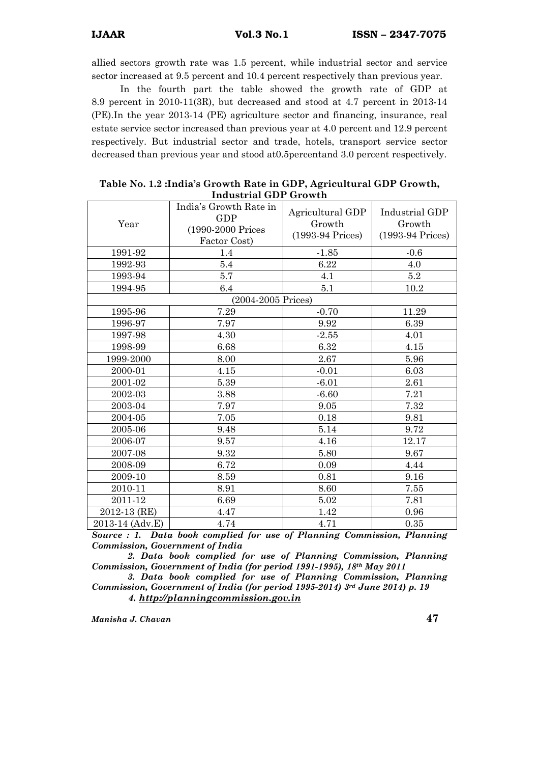allied sectors growth rate was 1.5 percent, while industrial sector and service sector increased at 9.5 percent and 10.4 percent respectively than previous year.

In the fourth part the table showed the growth rate of GDP at 8.9 percent in 2010-11(3R), but decreased and stood at 4.7 percent in 2013-14 (PE).In the year 2013-14 (PE) agriculture sector and financing, insurance, real estate service sector increased than previous year at 4.0 percent and 12.9 percent respectively. But industrial sector and trade, hotels, transport service sector decreased than previous year and stood at0.5percentand 3.0 percent respectively.

**Table No. 1.2 :India's Growth Rate in GDP, Agricultural GDP Growth, Industrial GDP Growth**

| Year | India's Growth Rate in GDP (1990-2000 Prices Factor Cost) | Agricultural GDP Growth (1993-94 Prices) | Industrial GDP Growth (1993-94 Prices) |
|---|---|---|---|
| 1991-92 | 1.4 | -1.85 | -0.6 |
| 1992-93 | 5.4 | 6.22 | 4.0 |
| 1993-94 | 5.7 | 4.1 | 5.2 |
| 1994-95 | 6.4 | 5.1 | 10.2 |
| (2004-2005 Prices) | | | |
| 1995-96 | 7.29 | -0.70 | 11.29 |
| 1996-97 | 7.97 | 9.92 | 6.39 |
| 1997-98 | 4.30 | -2.55 | 4.01 |
| 1998-99 | 6.68 | 6.32 | 4.15 |
| 1999-2000 | 8.00 | 2.67 | 5.96 |
| 2000-01 | 4.15 | -0.01 | 6.03 |
| 2001-02 | 5.39 | -6.01 | 2.61 |
| 2002-03 | 3.88 | -6.60 | 7.21 |
| 2003-04 | 7.97 | 9.05 | 7.32 |
| 2004-05 | 7.05 | 0.18 | 9.81 |
| 2005-06 | 9.48 | 5.14 | 9.72 |
| 2006-07 | 9.57 | 4.16 | 12.17 |
| 2007-08 | 9.32 | 5.80 | 9.67 |
| 2008-09 | 6.72 | 0.09 | 4.44 |
| 2009-10 | 8.59 | 0.81 | 9.16 |
| 2010-11 | 8.91 | 8.60 | 7.55 |
| 2011-12 | 6.69 | 5.02 | 7.81 |
| 2012-13 (RE) | 4.47 | 1.42 | 0.96 |
| 2013-14 (Adv.E) | 4.74 | 4.71 | 0.35 |

***Source : 1. Data book complied for use of Planning Commission, Planning Commission, Government of India***

***2. Data book complied for use of Planning Commission, Planning Commission, Government of India (for period 1991-1995), 18th May 2011***

***3. Data book complied for use of Planning Commission, Planning Commission, Government of India (for period 1995-2014) 3rd June 2014) p. 19***

***4. http://planningcommission.gov.in***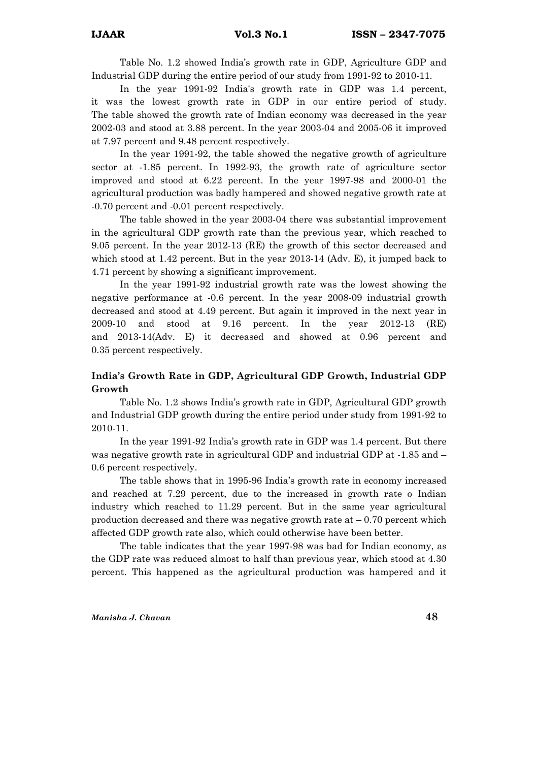Table No. 1.2 showed India's growth rate in GDP, Agriculture GDP and Industrial GDP during the entire period of our study from 1991-92 to 2010-11.

In the year 1991-92 India's growth rate in GDP was 1.4 percent, it was the lowest growth rate in GDP in our entire period of study. The table showed the growth rate of Indian economy was decreased in the year 2002-03 and stood at 3.88 percent. In the year 2003-04 and 2005-06 it improved at 7.97 percent and 9.48 percent respectively.

In the year 1991-92, the table showed the negative growth of agriculture sector at -1.85 percent. In 1992-93, the growth rate of agriculture sector improved and stood at 6.22 percent. In the year 1997-98 and 2000-01 the agricultural production was badly hampered and showed negative growth rate at -0.70 percent and -0.01 percent respectively.

The table showed in the year 2003-04 there was substantial improvement in the agricultural GDP growth rate than the previous year, which reached to 9.05 percent. In the year 2012-13 (RE) the growth of this sector decreased and which stood at 1.42 percent. But in the year 2013-14 (Adv. E), it jumped back to 4.71 percent by showing a significant improvement.

In the year 1991-92 industrial growth rate was the lowest showing the negative performance at -0.6 percent. In the year 2008-09 industrial growth decreased and stood at 4.49 percent. But again it improved in the next year in 2009-10 and stood at 9.16 percent. In the year 2012-13 (RE) and 2013-14(Adv. E) it decreased and showed at 0.96 percent and 0.35 percent respectively.

### India's Growth Rate in GDP, Agricultural GDP Growth, Industrial GDP Growth

Table No. 1.2 shows India's growth rate in GDP, Agricultural GDP growth and Industrial GDP growth during the entire period under study from 1991-92 to 2010-11.

In the year 1991-92 India's growth rate in GDP was 1.4 percent. But there was negative growth rate in agricultural GDP and industrial GDP at -1.85 and – 0.6 percent respectively.

The table shows that in 1995-96 India's growth rate in economy increased and reached at 7.29 percent, due to the increased in growth rate o Indian industry which reached to 11.29 percent. But in the same year agricultural production decreased and there was negative growth rate at – 0.70 percent which affected GDP growth rate also, which could otherwise have been better.

The table indicates that the year 1997-98 was bad for Indian economy, as the GDP rate was reduced almost to half than previous year, which stood at 4.30 percent. This happened as the agricultural production was hampered and it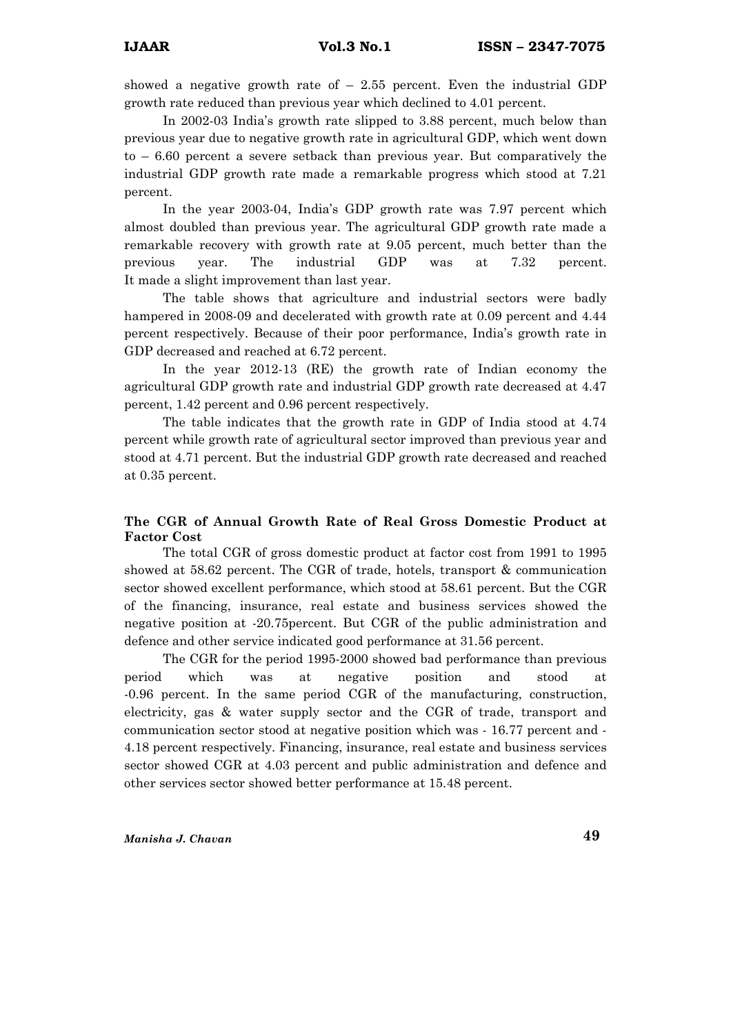showed a negative growth rate of – 2.55 percent. Even the industrial GDP growth rate reduced than previous year which declined to 4.01 percent.

In 2002-03 India's growth rate slipped to 3.88 percent, much below than previous year due to negative growth rate in agricultural GDP, which went down to – 6.60 percent a severe setback than previous year. But comparatively the industrial GDP growth rate made a remarkable progress which stood at 7.21 percent.

In the year 2003-04, India's GDP growth rate was 7.97 percent which almost doubled than previous year. The agricultural GDP growth rate made a remarkable recovery with growth rate at 9.05 percent, much better than the previous year. The industrial GDP was at 7.32 percent. It made a slight improvement than last year.

The table shows that agriculture and industrial sectors were badly hampered in 2008-09 and decelerated with growth rate at 0.09 percent and 4.44 percent respectively. Because of their poor performance, India's growth rate in GDP decreased and reached at 6.72 percent.

In the year 2012-13 (RE) the growth rate of Indian economy the agricultural GDP growth rate and industrial GDP growth rate decreased at 4.47 percent, 1.42 percent and 0.96 percent respectively.

The table indicates that the growth rate in GDP of India stood at 4.74 percent while growth rate of agricultural sector improved than previous year and stood at 4.71 percent. But the industrial GDP growth rate decreased and reached at 0.35 percent.

**The CGR of Annual Growth Rate of Real Gross Domestic Product at Factor Cost**

The total CGR of gross domestic product at factor cost from 1991 to 1995 showed at 58.62 percent. The CGR of trade, hotels, transport & communication sector showed excellent performance, which stood at 58.61 percent. But the CGR of the financing, insurance, real estate and business services showed the negative position at -20.75percent. But CGR of the public administration and defence and other service indicated good performance at 31.56 percent.

The CGR for the period 1995-2000 showed bad performance than previous period which was at negative position and stood at -0.96 percent. In the same period CGR of the manufacturing, construction, electricity, gas & water supply sector and the CGR of trade, transport and communication sector stood at negative position which was - 16.77 percent and - 4.18 percent respectively. Financing, insurance, real estate and business services sector showed CGR at 4.03 percent and public administration and defence and other services sector showed better performance at 15.48 percent.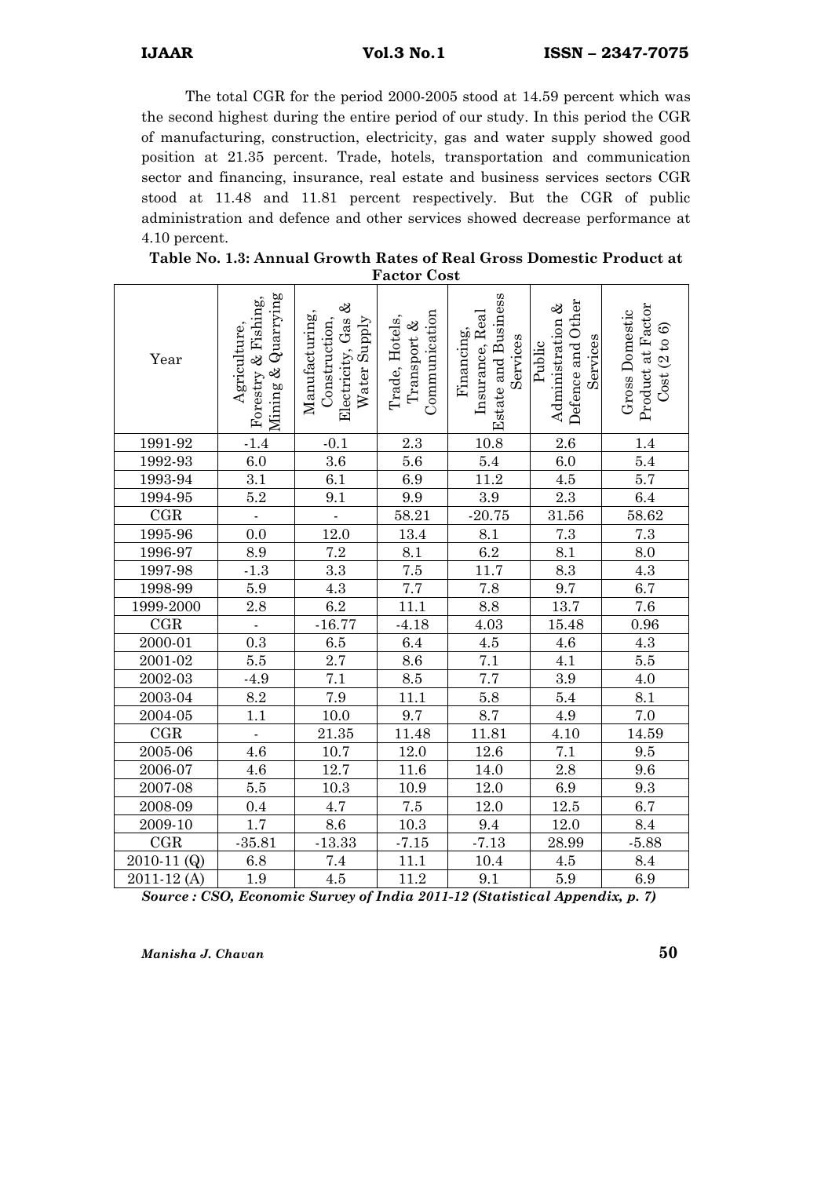The total CGR for the period 2000-2005 stood at 14.59 percent which was the second highest during the entire period of our study. In this period the CGR of manufacturing, construction, electricity, gas and water supply showed good position at 21.35 percent. Trade, hotels, transportation and communication sector and financing, insurance, real estate and business services sectors CGR stood at 11.48 and 11.81 percent respectively. But the CGR of public administration and defence and other services showed decrease performance at 4.10 percent.

**Table No. 1.3: Annual Growth Rates of Real Gross Domestic Product at Factor Cost**

| Year | Agriculture, Forestry & Fishing, Mining & Quarrying | Manufacturing, Construction, Electricity, Gas & Water Supply | Trade, Hotels, Transport & Communication | Financing, Insurance, Real Estate and Business Services | Public Administration & Defence and Other Services | Gross Domestic Product at Factor Cost (2 to 6) |
|---|---|---|---|---|---|---|
| 1991-92 | -1.4 | -0.1 | 2.3 | 10.8 | 2.6 | 1.4 |
| 1992-93 | 6.0 | 3.6 | 5.6 | 5.4 | 6.0 | 5.4 |
| 1993-94 | 3.1 | 6.1 | 6.9 | 11.2 | 4.5 | 5.7 |
| 1994-95 | 5.2 | 9.1 | 9.9 | 3.9 | 2.3 | 6.4 |
| CGR | - | - | 58.21 | -20.75 | 31.56 | 58.62 |
| 1995-96 | 0.0 | 12.0 | 13.4 | 8.1 | 7.3 | 7.3 |
| 1996-97 | 8.9 | 7.2 | 8.1 | 6.2 | 8.1 | 8.0 |
| 1997-98 | -1.3 | 3.3 | 7.5 | 11.7 | 8.3 | 4.3 |
| 1998-99 | 5.9 | 4.3 | 7.7 | 7.8 | 9.7 | 6.7 |
| 1999-2000 | 2.8 | 6.2 | 11.1 | 8.8 | 13.7 | 7.6 |
| CGR | - | -16.77 | -4.18 | 4.03 | 15.48 | 0.96 |
| 2000-01 | 0.3 | 6.5 | 6.4 | 4.5 | 4.6 | 4.3 |
| 2001-02 | 5.5 | 2.7 | 8.6 | 7.1 | 4.1 | 5.5 |
| 2002-03 | -4.9 | 7.1 | 8.5 | 7.7 | 3.9 | 4.0 |
| 2003-04 | 8.2 | 7.9 | 11.1 | 5.8 | 5.4 | 8.1 |
| 2004-05 | 1.1 | 10.0 | 9.7 | 8.7 | 4.9 | 7.0 |
| CGR | - | 21.35 | 11.48 | 11.81 | 4.10 | 14.59 |
| 2005-06 | 4.6 | 10.7 | 12.0 | 12.6 | 7.1 | 9.5 |
| 2006-07 | 4.6 | 12.7 | 11.6 | 14.0 | 2.8 | 9.6 |
| 2007-08 | 5.5 | 10.3 | 10.9 | 12.0 | 6.9 | 9.3 |
| 2008-09 | 0.4 | 4.7 | 7.5 | 12.0 | 12.5 | 6.7 |
| 2009-10 | 1.7 | 8.6 | 10.3 | 9.4 | 12.0 | 8.4 |
| CGR | -35.81 | -13.33 | -7.15 | -7.13 | 28.99 | -5.88 |
| 2010-11 (Q) | 6.8 | 7.4 | 11.1 | 10.4 | 4.5 | 8.4 |
| 2011-12 (A) | 1.9 | 4.5 | 11.2 | 9.1 | 5.9 | 6.9 |

***Source : CSO, Economic Survey of India 2011-12 (Statistical Appendix, p. 7)***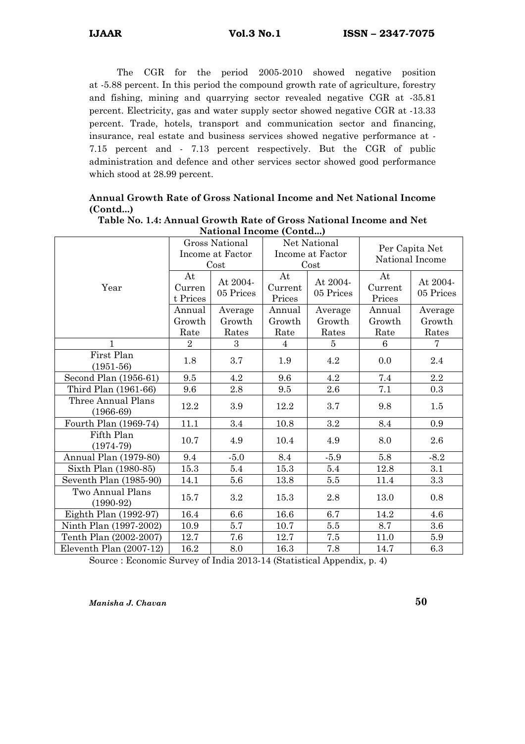The CGR for the period 2005-2010 showed negative position at -5.88 percent. In this period the compound growth rate of agriculture, forestry and fishing, mining and quarrying sector revealed negative CGR at -35.81 percent. Electricity, gas and water supply sector showed negative CGR at -13.33 percent. Trade, hotels, transport and communication sector and financing, insurance, real estate and business services showed negative performance at -7.15 percent and - 7.13 percent respectively. But the CGR of public administration and defence and other services sector showed good performance which stood at 28.99 percent.

**Annual Growth Rate of Gross National Income and Net National Income (Contd...)**

**Table No. 1.4: Annual Growth Rate of Gross National Income and Net National Income (Contd...)**

| Year | Gross National Income at Factor Cost | | Net National Income at Factor Cost | | Per Capita Net National Income | |
|---|---|---|---|---|---|---|
| | At Current Prices | At 2004-05 Prices | At Current Prices | At 2004-05 Prices | At Current Prices | At 2004-05 Prices |
| | Annual Growth Rate | Average Growth Rates | Annual Growth Rate | Average Growth Rates | Annual Growth Rate | Average Growth Rates |
| 1 | 2 | 3 | 4 | 5 | 6 | 7 |
| First Plan (1951-56) | 1.8 | 3.7 | 1.9 | 4.2 | 0.0 | 2.4 |
| Second Plan (1956-61) | 9.5 | 4.2 | 9.6 | 4.2 | 7.4 | 2.2 |
| Third Plan (1961-66) | 9.6 | 2.8 | 9.5 | 2.6 | 7.1 | 0.3 |
| Three Annual Plans (1966-69) | 12.2 | 3.9 | 12.2 | 3.7 | 9.8 | 1.5 |
| Fourth Plan (1969-74) | 11.1 | 3.4 | 10.8 | 3.2 | 8.4 | 0.9 |
| Fifth Plan (1974-79) | 10.7 | 4.9 | 10.4 | 4.9 | 8.0 | 2.6 |
| Annual Plan (1979-80) | 9.4 | -5.0 | 8.4 | -5.9 | 5.8 | -8.2 |
| Sixth Plan (1980-85) | 15.3 | 5.4 | 15.3 | 5.4 | 12.8 | 3.1 |
| Seventh Plan (1985-90) | 14.1 | 5.6 | 13.8 | 5.5 | 11.4 | 3.3 |
| Two Annual Plans (1990-92) | 15.7 | 3.2 | 15.3 | 2.8 | 13.0 | 0.8 |
| Eighth Plan (1992-97) | 16.4 | 6.6 | 16.6 | 6.7 | 14.2 | 4.6 |
| Ninth Plan (1997-2002) | 10.9 | 5.7 | 10.7 | 5.5 | 8.7 | 3.6 |
| Tenth Plan (2002-2007) | 12.7 | 7.6 | 12.7 | 7.5 | 11.0 | 5.9 |
| Eleventh Plan (2007-12) | 16.2 | 8.0 | 16.3 | 7.8 | 14.7 | 6.3 |

Source : Economic Survey of India 2013-14 (Statistical Appendix, p. 4)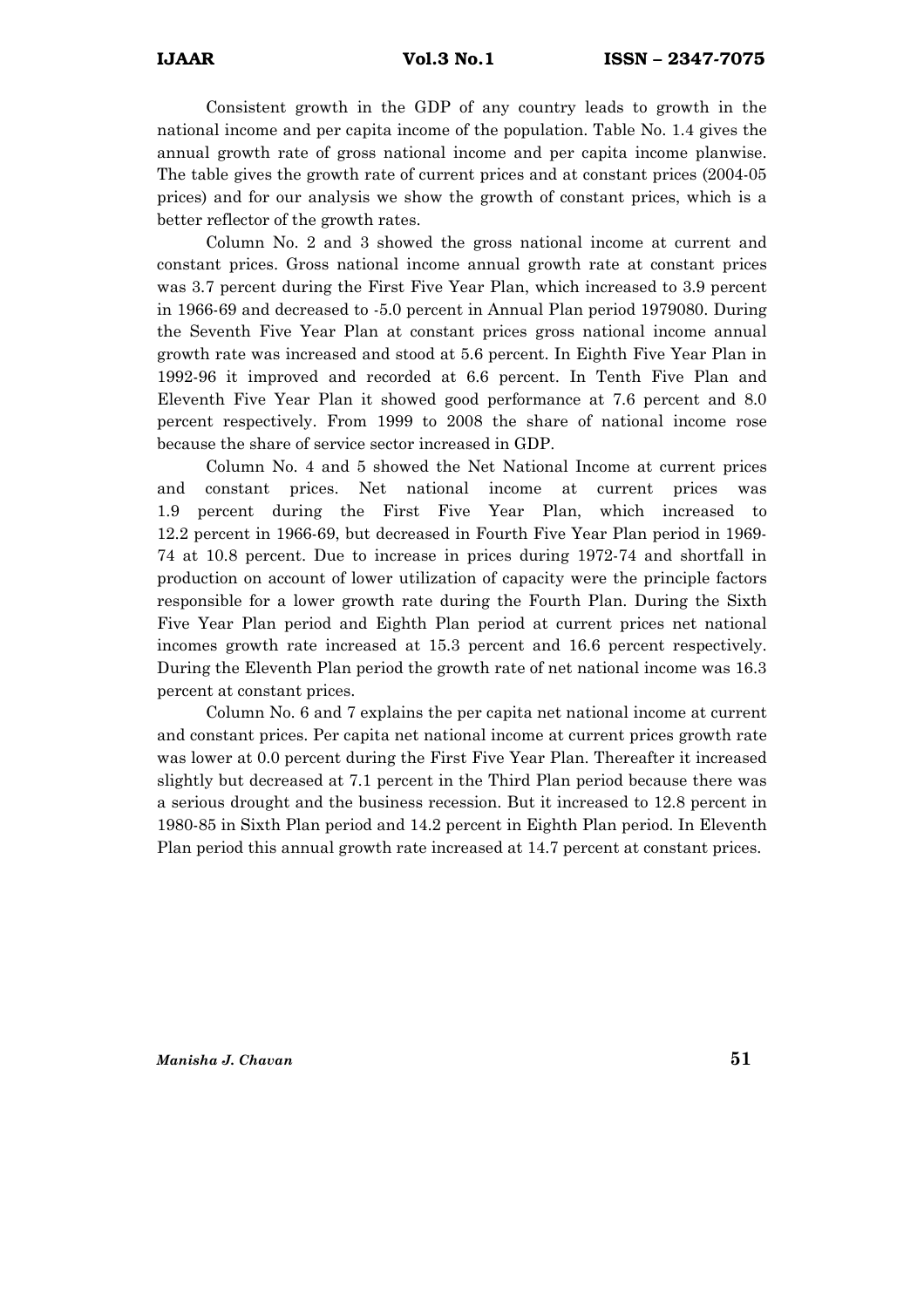Consistent growth in the GDP of any country leads to growth in the national income and per capita income of the population. Table No. 1.4 gives the annual growth rate of gross national income and per capita income planwise. The table gives the growth rate of current prices and at constant prices (2004-05 prices) and for our analysis we show the growth of constant prices, which is a better reflector of the growth rates.

Column No. 2 and 3 showed the gross national income at current and constant prices. Gross national income annual growth rate at constant prices was 3.7 percent during the First Five Year Plan, which increased to 3.9 percent in 1966-69 and decreased to -5.0 percent in Annual Plan period 1979080. During the Seventh Five Year Plan at constant prices gross national income annual growth rate was increased and stood at 5.6 percent. In Eighth Five Year Plan in 1992-96 it improved and recorded at 6.6 percent. In Tenth Five Plan and Eleventh Five Year Plan it showed good performance at 7.6 percent and 8.0 percent respectively. From 1999 to 2008 the share of national income rose because the share of service sector increased in GDP.

Column No. 4 and 5 showed the Net National Income at current prices and constant prices. Net national income at current prices was 1.9 percent during the First Five Year Plan, which increased to 12.2 percent in 1966-69, but decreased in Fourth Five Year Plan period in 1969-74 at 10.8 percent. Due to increase in prices during 1972-74 and shortfall in production on account of lower utilization of capacity were the principle factors responsible for a lower growth rate during the Fourth Plan. During the Sixth Five Year Plan period and Eighth Plan period at current prices net national incomes growth rate increased at 15.3 percent and 16.6 percent respectively. During the Eleventh Plan period the growth rate of net national income was 16.3 percent at constant prices.

Column No. 6 and 7 explains the per capita net national income at current and constant prices. Per capita net national income at current prices growth rate was lower at 0.0 percent during the First Five Year Plan. Thereafter it increased slightly but decreased at 7.1 percent in the Third Plan period because there was a serious drought and the business recession. But it increased to 12.8 percent in 1980-85 in Sixth Plan period and 14.2 percent in Eighth Plan period. In Eleventh Plan period this annual growth rate increased at 14.7 percent at constant prices.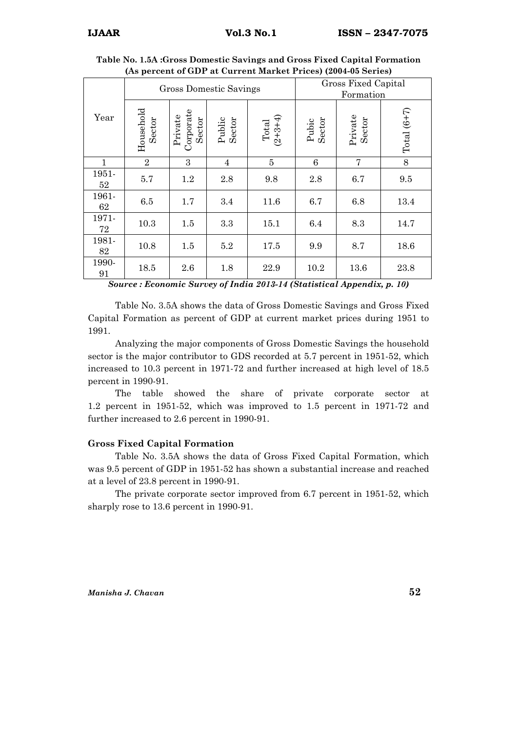**Table No. 1.5A :Gross Domestic Savings and Gross Fixed Capital Formation (As percent of GDP at Current Market Prices) (2004-05 Series)**

| Year | Gross Domestic Savings | | | | Gross Fixed Capital Formation | | |
|---|---|---|---|---|---|---|---|
| | Household Sector | Private Corporate Sector | Public Sector | Total (2+3+4) | Pubic Sector | Private Sector | Total (6+7) |
| 1 | 2 | 3 | 4 | 5 | 6 | 7 | 8 |
| 1951-52 | 5.7 | 1.2 | 2.8 | 9.8 | 2.8 | 6.7 | 9.5 |
| 1961-62 | 6.5 | 1.7 | 3.4 | 11.6 | 6.7 | 6.8 | 13.4 |
| 1971-72 | 10.3 | 1.5 | 3.3 | 15.1 | 6.4 | 8.3 | 14.7 |
| 1981-82 | 10.8 | 1.5 | 5.2 | 17.5 | 9.9 | 8.7 | 18.6 |
| 1990-91 | 18.5 | 2.6 | 1.8 | 22.9 | 10.2 | 13.6 | 23.8 |

***Source : Economic Survey of India 2013-14 (Statistical Appendix, p. 10)***

Table No. 3.5A shows the data of Gross Domestic Savings and Gross Fixed Capital Formation as percent of GDP at current market prices during 1951 to 1991.

Analyzing the major components of Gross Domestic Savings the household sector is the major contributor to GDS recorded at 5.7 percent in 1951-52, which increased to 10.3 percent in 1971-72 and further increased at high level of 18.5 percent in 1990-91.

The table showed the share of private corporate sector at 1.2 percent in 1951-52, which was improved to 1.5 percent in 1971-72 and further increased to 2.6 percent in 1990-91.

### Gross Fixed Capital Formation

Table No. 3.5A shows the data of Gross Fixed Capital Formation, which was 9.5 percent of GDP in 1951-52 has shown a substantial increase and reached at a level of 23.8 percent in 1990-91.

The private corporate sector improved from 6.7 percent in 1951-52, which sharply rose to 13.6 percent in 1990-91.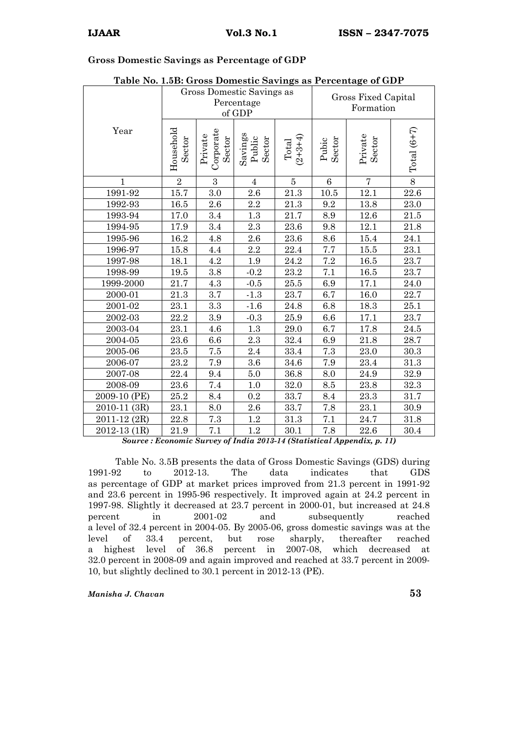**Gross Domestic Savings as Percentage of GDP**

**Table No. 1.5B: Gross Domestic Savings as Percentage of GDP**

| Year | Gross Domestic Savings as Percentage of GDP | | | | Gross Fixed Capital Formation | | |
|---|---|---|---|---|---|---|---|
| | Household Sector | Private Corporate Sector | Savings Public Sector | Total (2+3+4) | Pubic Sector | Private Sector | Total (6+7) |
| 1 | 2 | 3 | 4 | 5 | 6 | 7 | 8 |
| 1991-92 | 15.7 | 3.0 | 2.6 | 21.3 | 10.5 | 12.1 | 22.6 |
| 1992-93 | 16.5 | 2.6 | 2.2 | 21.3 | 9.2 | 13.8 | 23.0 |
| 1993-94 | 17.0 | 3.4 | 1.3 | 21.7 | 8.9 | 12.6 | 21.5 |
| 1994-95 | 17.9 | 3.4 | 2.3 | 23.6 | 9.8 | 12.1 | 21.8 |
| 1995-96 | 16.2 | 4.8 | 2.6 | 23.6 | 8.6 | 15.4 | 24.1 |
| 1996-97 | 15.8 | 4.4 | 2.2 | 22.4 | 7.7 | 15.5 | 23.1 |
| 1997-98 | 18.1 | 4.2 | 1.9 | 24.2 | 7.2 | 16.5 | 23.7 |
| 1998-99 | 19.5 | 3.8 | -0.2 | 23.2 | 7.1 | 16.5 | 23.7 |
| 1999-2000 | 21.7 | 4.3 | -0.5 | 25.5 | 6.9 | 17.1 | 24.0 |
| 2000-01 | 21.3 | 3.7 | -1.3 | 23.7 | 6.7 | 16.0 | 22.7 |
| 2001-02 | 23.1 | 3.3 | -1.6 | 24.8 | 6.8 | 18.3 | 25.1 |
| 2002-03 | 22.2 | 3.9 | -0.3 | 25.9 | 6.6 | 17.1 | 23.7 |
| 2003-04 | 23.1 | 4.6 | 1.3 | 29.0 | 6.7 | 17.8 | 24.5 |
| 2004-05 | 23.6 | 6.6 | 2.3 | 32.4 | 6.9 | 21.8 | 28.7 |
| 2005-06 | 23.5 | 7.5 | 2.4 | 33.4 | 7.3 | 23.0 | 30.3 |
| 2006-07 | 23.2 | 7.9 | 3.6 | 34.6 | 7.9 | 23.4 | 31.3 |
| 2007-08 | 22.4 | 9.4 | 5.0 | 36.8 | 8.0 | 24.9 | 32.9 |
| 2008-09 | 23.6 | 7.4 | 1.0 | 32.0 | 8.5 | 23.8 | 32.3 |
| 2009-10 (PE) | 25.2 | 8.4 | 0.2 | 33.7 | 8.4 | 23.3 | 31.7 |
| 2010-11 (3R) | 23.1 | 8.0 | 2.6 | 33.7 | 7.8 | 23.1 | 30.9 |
| 2011-12 (2R) | 22.8 | 7.3 | 1.2 | 31.3 | 7.1 | 24.7 | 31.8 |
| 2012-13 (1R) | 21.9 | 7.1 | 1.2 | 30.1 | 7.8 | 22.6 | 30.4 |

***Source : Economic Survey of India 2013-14 (Statistical Appendix, p. 11)***

Table No. 3.5B presents the data of Gross Domestic Savings (GDS) during 1991-92 to 2012-13. The data indicates that GDS as percentage of GDP at market prices improved from 21.3 percent in 1991-92 and 23.6 percent in 1995-96 respectively. It improved again at 24.2 percent in 1997-98. Slightly it decreased at 23.7 percent in 2000-01, but increased at 24.8 percent in 2001-02 and subsequently reached a level of 32.4 percent in 2004-05. By 2005-06, gross domestic savings was at the level of 33.4 percent, but rose sharply, thereafter reached a highest level of 36.8 percent in 2007-08, which decreased at 32.0 percent in 2008-09 and again improved and reached at 33.7 percent in 2009-10, but slightly declined to 30.1 percent in 2012-13 (PE).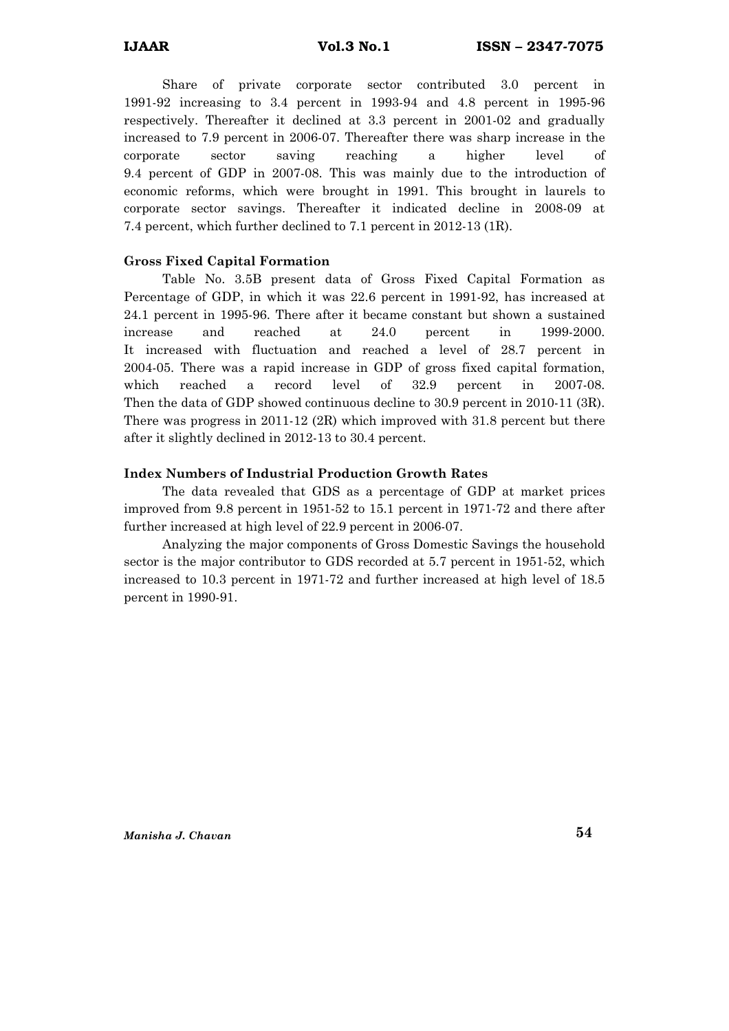Share of private corporate sector contributed 3.0 percent in 1991-92 increasing to 3.4 percent in 1993-94 and 4.8 percent in 1995-96 respectively. Thereafter it declined at 3.3 percent in 2001-02 and gradually increased to 7.9 percent in 2006-07. Thereafter there was sharp increase in the corporate sector saving reaching a higher level of 9.4 percent of GDP in 2007-08. This was mainly due to the introduction of economic reforms, which were brought in 1991. This brought in laurels to corporate sector savings. Thereafter it indicated decline in 2008-09 at 7.4 percent, which further declined to 7.1 percent in 2012-13 (1R).

### Gross Fixed Capital Formation

Table No. 3.5B present data of Gross Fixed Capital Formation as Percentage of GDP, in which it was 22.6 percent in 1991-92, has increased at 24.1 percent in 1995-96. There after it became constant but shown a sustained increase and reached at 24.0 percent in 1999-2000. It increased with fluctuation and reached a level of 28.7 percent in 2004-05. There was a rapid increase in GDP of gross fixed capital formation, which reached a record level of 32.9 percent in 2007-08. Then the data of GDP showed continuous decline to 30.9 percent in 2010-11 (3R). There was progress in 2011-12 (2R) which improved with 31.8 percent but there after it slightly declined in 2012-13 to 30.4 percent.

### Index Numbers of Industrial Production Growth Rates

The data revealed that GDS as a percentage of GDP at market prices improved from 9.8 percent in 1951-52 to 15.1 percent in 1971-72 and there after further increased at high level of 22.9 percent in 2006-07.

Analyzing the major components of Gross Domestic Savings the household sector is the major contributor to GDS recorded at 5.7 percent in 1951-52, which increased to 10.3 percent in 1971-72 and further increased at high level of 18.5 percent in 1990-91.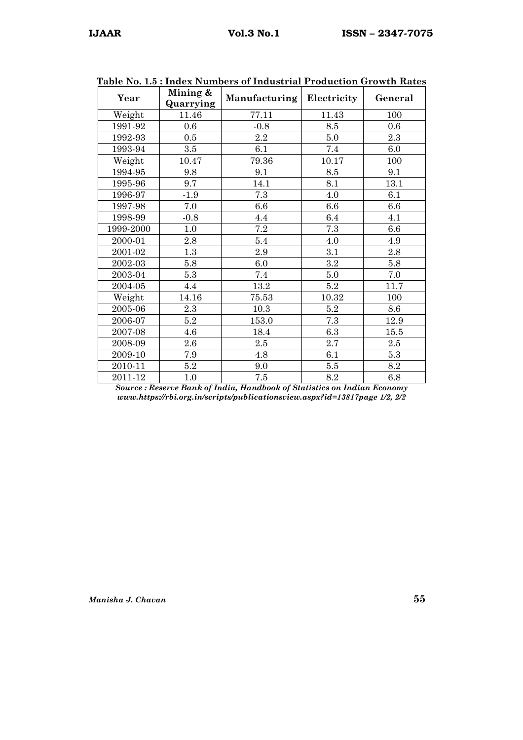**Table No. 1.5 : Index Numbers of Industrial Production Growth Rates**

| Year | Mining & Quarrying | Manufacturing | Electricity | General |
|---|---|---|---|---|
| Weight | 11.46 | 77.11 | 11.43 | 100 |
| 1991-92 | 0.6 | -0.8 | 8.5 | 0.6 |
| 1992-93 | 0.5 | 2.2 | 5.0 | 2.3 |
| 1993-94 | 3.5 | 6.1 | 7.4 | 6.0 |
| Weight | 10.47 | 79.36 | 10.17 | 100 |
| 1994-95 | 9.8 | 9.1 | 8.5 | 9.1 |
| 1995-96 | 9.7 | 14.1 | 8.1 | 13.1 |
| 1996-97 | -1.9 | 7.3 | 4.0 | 6.1 |
| 1997-98 | 7.0 | 6.6 | 6.6 | 6.6 |
| 1998-99 | -0.8 | 4.4 | 6.4 | 4.1 |
| 1999-2000 | 1.0 | 7.2 | 7.3 | 6.6 |
| 2000-01 | 2.8 | 5.4 | 4.0 | 4.9 |
| 2001-02 | 1.3 | 2.9 | 3.1 | 2.8 |
| 2002-03 | 5.8 | 6.0 | 3.2 | 5.8 |
| 2003-04 | 5.3 | 7.4 | 5.0 | 7.0 |
| 2004-05 | 4.4 | 13.2 | 5.2 | 11.7 |
| Weight | 14.16 | 75.53 | 10.32 | 100 |
| 2005-06 | 2.3 | 10.3 | 5.2 | 8.6 |
| 2006-07 | 5.2 | 153.0 | 7.3 | 12.9 |
| 2007-08 | 4.6 | 18.4 | 6.3 | 15.5 |
| 2008-09 | 2.6 | 2.5 | 2.7 | 2.5 |
| 2009-10 | 7.9 | 4.8 | 6.1 | 5.3 |
| 2010-11 | 5.2 | 9.0 | 5.5 | 8.2 |
| 2011-12 | 1.0 | 7.5 | 8.2 | 6.8 |

***Source : Reserve Bank of India, Handbook of Statistics on Indian Economy www.https://rbi.org.in/scripts/publicationsview.aspx?id=13817page 1/2, 2/2***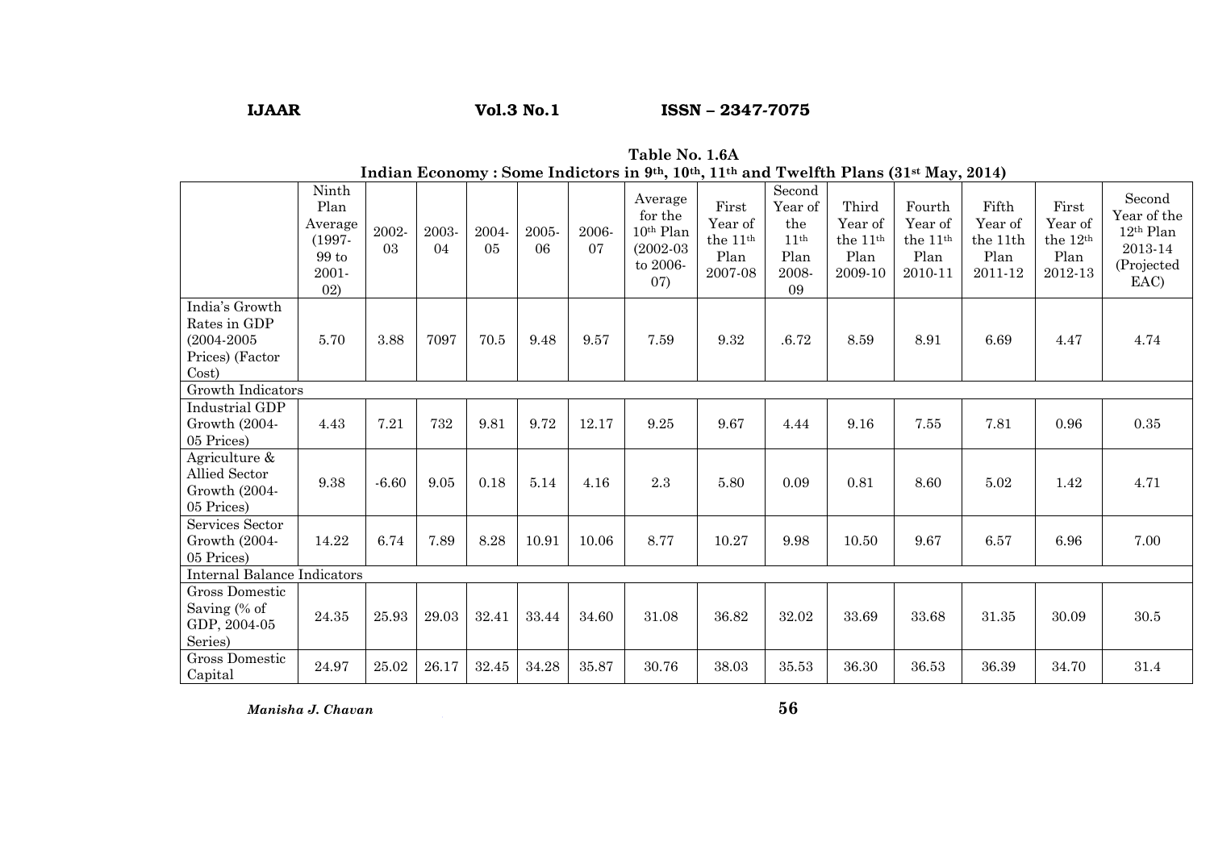**Table No. 1.6A**
**Indian Economy : Some Indictors in 9th, 10th, 11th and Twelfth Plans (31st May, 2014)**

| | Ninth Plan Average (1997-99 to 2001-02) | 2002-03 | 2003-04 | 2004-05 | 2005-06 | 2006-07 | Average for the 10th Plan (2002-03 to 2006-07) | First Year of the 11th Plan 2007-08 | Second Year of the 11th Plan 2008-09 | Third Year of the 11th Plan 2009-10 | Fourth Year of the 11th Plan 2010-11 | Fifth Year of the 11th Plan 2011-12 | First Year of the 12th Plan 2012-13 | Second Year of the 12th Plan 2013-14 (Projected EAC) |
|---|---|---|---|---|---|---|---|---|---|---|---|---|---|---|
| India's Growth Rates in GDP (2004-2005 Prices) (Factor Cost) | 5.70 | 3.88 | 7097 | 70.5 | 9.48 | 9.57 | 7.59 | 9.32 | .6.72 | 8.59 | 8.91 | 6.69 | 4.47 | 4.74 |
| Growth Indicators | | | | | | | | | | | | | | |
| Industrial GDP Growth (2004-05 Prices) | 4.43 | 7.21 | 732 | 9.81 | 9.72 | 12.17 | 9.25 | 9.67 | 4.44 | 9.16 | 7.55 | 7.81 | 0.96 | 0.35 |
| Agriculture & Allied Sector Growth (2004-05 Prices) | 9.38 | -6.60 | 9.05 | 0.18 | 5.14 | 4.16 | 2.3 | 5.80 | 0.09 | 0.81 | 8.60 | 5.02 | 1.42 | 4.71 |
| Services Sector Growth (2004-05 Prices) | 14.22 | 6.74 | 7.89 | 8.28 | 10.91 | 10.06 | 8.77 | 10.27 | 9.98 | 10.50 | 9.67 | 6.57 | 6.96 | 7.00 |
| Internal Balance Indicators | | | | | | | | | | | | | | |
| Gross Domestic Saving (% of GDP, 2004-05 Series) | 24.35 | 25.93 | 29.03 | 32.41 | 33.44 | 34.60 | 31.08 | 36.82 | 32.02 | 33.69 | 33.68 | 31.35 | 30.09 | 30.5 |
| Gross Domestic Capital | 24.97 | 25.02 | 26.17 | 32.45 | 34.28 | 35.87 | 30.76 | 38.03 | 35.53 | 36.30 | 36.53 | 36.39 | 34.70 | 31.4 |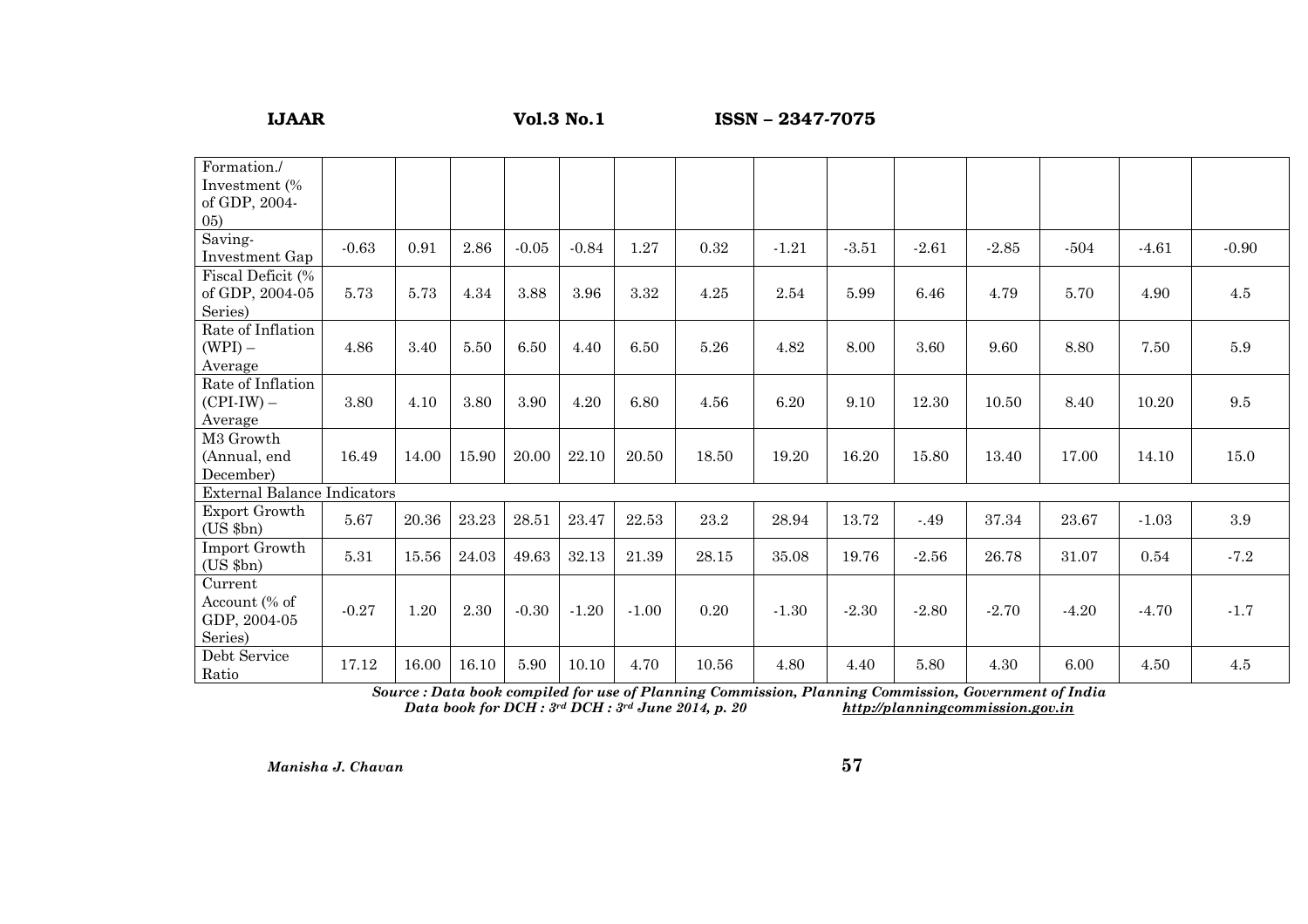| Formation./ Investment (% of GDP, 2004-05) | | | | | | | | | | | | | | |
|---|---|---|---|---|---|---|---|---|---|---|---|---|---|---|
| Saving-Investment Gap | -0.63 | 0.91 | 2.86 | -0.05 | -0.84 | 1.27 | 0.32 | -1.21 | -3.51 | -2.61 | -2.85 | -504 | -4.61 | -0.90 |
| Fiscal Deficit (% of GDP, 2004-05 Series) | 5.73 | 5.73 | 4.34 | 3.88 | 3.96 | 3.32 | 4.25 | 2.54 | 5.99 | 6.46 | 4.79 | 5.70 | 4.90 | 4.5 |
| Rate of Inflation (WPI) – Average | 4.86 | 3.40 | 5.50 | 6.50 | 4.40 | 6.50 | 5.26 | 4.82 | 8.00 | 3.60 | 9.60 | 8.80 | 7.50 | 5.9 |
| Rate of Inflation (CPI-IW) – Average | 3.80 | 4.10 | 3.80 | 3.90 | 4.20 | 6.80 | 4.56 | 6.20 | 9.10 | 12.30 | 10.50 | 8.40 | 10.20 | 9.5 |
| M3 Growth (Annual, end December) | 16.49 | 14.00 | 15.90 | 20.00 | 22.10 | 20.50 | 18.50 | 19.20 | 16.20 | 15.80 | 13.40 | 17.00 | 14.10 | 15.0 |
| External Balance Indicators | | | | | | | | | | | | | | |
| Export Growth (US $bn) | 5.67 | 20.36 | 23.23 | 28.51 | 23.47 | 22.53 | 23.2 | 28.94 | 13.72 | -.49 | 37.34 | 23.67 | -1.03 | 3.9 |
| Import Growth (US $bn) | 5.31 | 15.56 | 24.03 | 49.63 | 32.13 | 21.39 | 28.15 | 35.08 | 19.76 | -2.56 | 26.78 | 31.07 | 0.54 | -7.2 |
| Current Account (% of GDP, 2004-05 Series) | -0.27 | 1.20 | 2.30 | -0.30 | -1.20 | -1.00 | 0.20 | -1.30 | -2.30 | -2.80 | -2.70 | -4.20 | -4.70 | -1.7 |
| Debt Service Ratio | 17.12 | 16.00 | 16.10 | 5.90 | 10.10 | 4.70 | 10.56 | 4.80 | 4.40 | 5.80 | 4.30 | 6.00 | 4.50 | 4.5 |

***Source : Data book compiled for use of Planning Commission, Planning Commission, Government of India***
***Data book for DCH : 3rd DCH : 3rd June 2014, p. 20*** ***http://planningcommission.gov.in***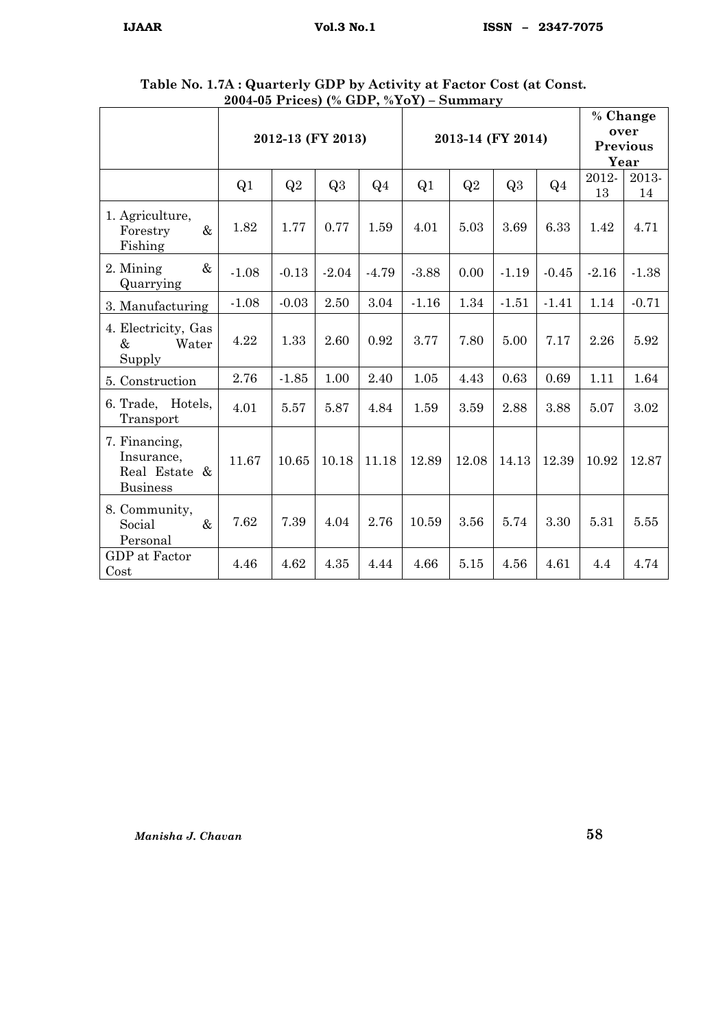**Table No. 1.7A : Quarterly GDP by Activity at Factor Cost (at Const. 2004-05 Prices) (% GDP, %YoY) – Summary**

| | 2012-13 (FY 2013) | | | | 2013-14 (FY 2014) | | | | % Change over Previous Year | |
|---|---|---|---|---|---|---|---|---|---|---|
| | Q1 | Q2 | Q3 | Q4 | Q1 | Q2 | Q3 | Q4 | 2012-13 | 2013-14 |
| 1. Agriculture, Forestry & Fishing | 1.82 | 1.77 | 0.77 | 1.59 | 4.01 | 5.03 | 3.69 | 6.33 | 1.42 | 4.71 |
| 2. Mining & Quarrying | -1.08 | -0.13 | -2.04 | -4.79 | -3.88 | 0.00 | -1.19 | -0.45 | -2.16 | -1.38 |
| 3. Manufacturing | -1.08 | -0.03 | 2.50 | 3.04 | -1.16 | 1.34 | -1.51 | -1.41 | 1.14 | -0.71 |
| 4. Electricity, Gas & Water Supply | 4.22 | 1.33 | 2.60 | 0.92 | 3.77 | 7.80 | 5.00 | 7.17 | 2.26 | 5.92 |
| 5. Construction | 2.76 | -1.85 | 1.00 | 2.40 | 1.05 | 4.43 | 0.63 | 0.69 | 1.11 | 1.64 |
| 6. Trade, Hotels, Transport | 4.01 | 5.57 | 5.87 | 4.84 | 1.59 | 3.59 | 2.88 | 3.88 | 5.07 | 3.02 |
| 7. Financing, Insurance, Real Estate & Business | 11.67 | 10.65 | 10.18 | 11.18 | 12.89 | 12.08 | 14.13 | 12.39 | 10.92 | 12.87 |
| 8. Community, Social & Personal | 7.62 | 7.39 | 4.04 | 2.76 | 10.59 | 3.56 | 5.74 | 3.30 | 5.31 | 5.55 |
| GDP at Factor Cost | 4.46 | 4.62 | 4.35 | 4.44 | 4.66 | 5.15 | 4.56 | 4.61 | 4.4 | 4.74 |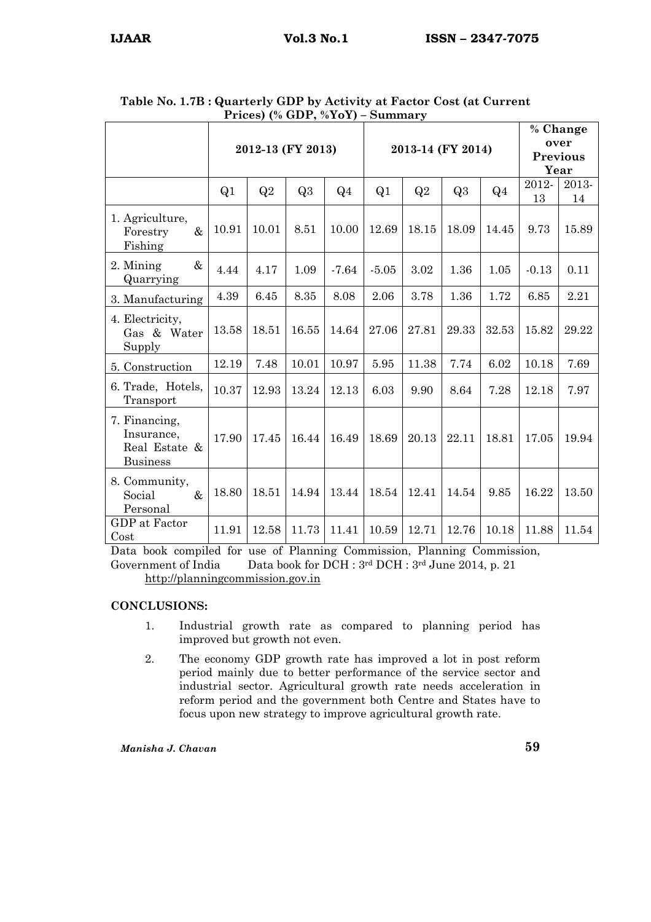**Table No. 1.7B : Quarterly GDP by Activity at Factor Cost (at Current Prices) (% GDP, %YoY) – Summary**

| | 2012-13 (FY 2013) | | | | 2013-14 (FY 2014) | | | | % Change over Previous Year | |
|---|---|---|---|---|---|---|---|---|---|---|
| | Q1 | Q2 | Q3 | Q4 | Q1 | Q2 | Q3 | Q4 | 2012-13 | 2013-14 |
| 1. Agriculture, Forestry & Fishing | 10.91 | 10.01 | 8.51 | 10.00 | 12.69 | 18.15 | 18.09 | 14.45 | 9.73 | 15.89 |
| 2. Mining & Quarrying | 4.44 | 4.17 | 1.09 | -7.64 | -5.05 | 3.02 | 1.36 | 1.05 | -0.13 | 0.11 |
| 3. Manufacturing | 4.39 | 6.45 | 8.35 | 8.08 | 2.06 | 3.78 | 1.36 | 1.72 | 6.85 | 2.21 |
| 4. Electricity, Gas & Water Supply | 13.58 | 18.51 | 16.55 | 14.64 | 27.06 | 27.81 | 29.33 | 32.53 | 15.82 | 29.22 |
| 5. Construction | 12.19 | 7.48 | 10.01 | 10.97 | 5.95 | 11.38 | 7.74 | 6.02 | 10.18 | 7.69 |
| 6. Trade, Hotels, Transport | 10.37 | 12.93 | 13.24 | 12.13 | 6.03 | 9.90 | 8.64 | 7.28 | 12.18 | 7.97 |
| 7. Financing, Insurance, Real Estate & Business | 17.90 | 17.45 | 16.44 | 16.49 | 18.69 | 20.13 | 22.11 | 18.81 | 17.05 | 19.94 |
| 8. Community, Social & Personal | 18.80 | 18.51 | 14.94 | 13.44 | 18.54 | 12.41 | 14.54 | 9.85 | 16.22 | 13.50 |
| GDP at Factor Cost | 11.91 | 12.58 | 11.73 | 11.41 | 10.59 | 12.71 | 12.76 | 10.18 | 11.88 | 11.54 |

Data book compiled for use of Planning Commission, Planning Commission, Government of India Data book for DCH : 3rd DCH : 3rd June 2014, p. 21 http://planningcommission.gov.in

**CONCLUSIONS:**

1. Industrial growth rate as compared to planning period has improved but growth not even.
2. The economy GDP growth rate has improved a lot in post reform period mainly due to better performance of the service sector and industrial sector. Agricultural growth rate needs acceleration in reform period and the government both Centre and States have to focus upon new strategy to improve agricultural growth rate.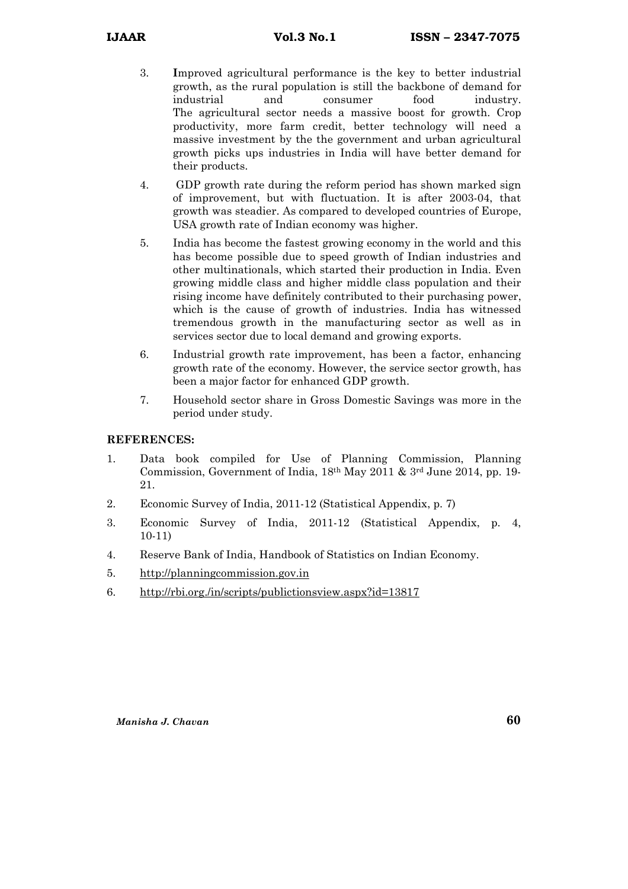3. **I**mproved agricultural performance is the key to better industrial growth, as the rural population is still the backbone of demand for industrial and consumer food industry. The agricultural sector needs a massive boost for growth. Crop productivity, more farm credit, better technology will need a massive investment by the the government and urban agricultural growth picks ups industries in India will have better demand for their products.
4. GDP growth rate during the reform period has shown marked sign of improvement, but with fluctuation. It is after 2003-04, that growth was steadier. As compared to developed countries of Europe, USA growth rate of Indian economy was higher.
5. India has become the fastest growing economy in the world and this has become possible due to speed growth of Indian industries and other multinationals, which started their production in India. Even growing middle class and higher middle class population and their rising income have definitely contributed to their purchasing power, which is the cause of growth of industries. India has witnessed tremendous growth in the manufacturing sector as well as in services sector due to local demand and growing exports.
6. Industrial growth rate improvement, has been a factor, enhancing growth rate of the economy. However, the service sector growth, has been a major factor for enhanced GDP growth.
7. Household sector share in Gross Domestic Savings was more in the period under study.

**REFERENCES:**

1. Data book compiled for Use of Planning Commission, Planning Commission, Government of India, 18th May 2011 & 3rd June 2014, pp. 19-21.
2. Economic Survey of India, 2011-12 (Statistical Appendix, p. 7)
3. Economic Survey of India, 2011-12 (Statistical Appendix, p. 4, 10-11)
4. Reserve Bank of India, Handbook of Statistics on Indian Economy.
5. http://planningcommission.gov.in
6. http://rbi.org./in/scripts/publictionsview.aspx?id=13817